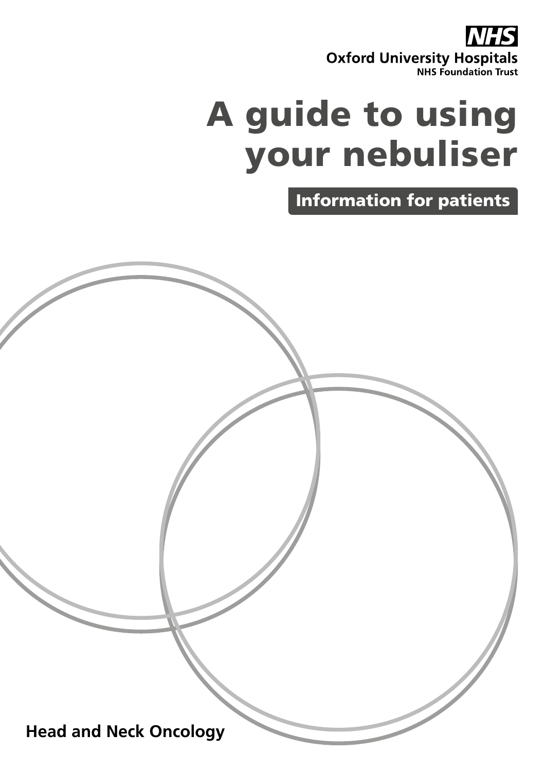NHS

**Oxford University Hospitals**
**NHS Foundation Trust**

# A guide to using your nebuliser

## Information for patients

**Head and Neck Oncology**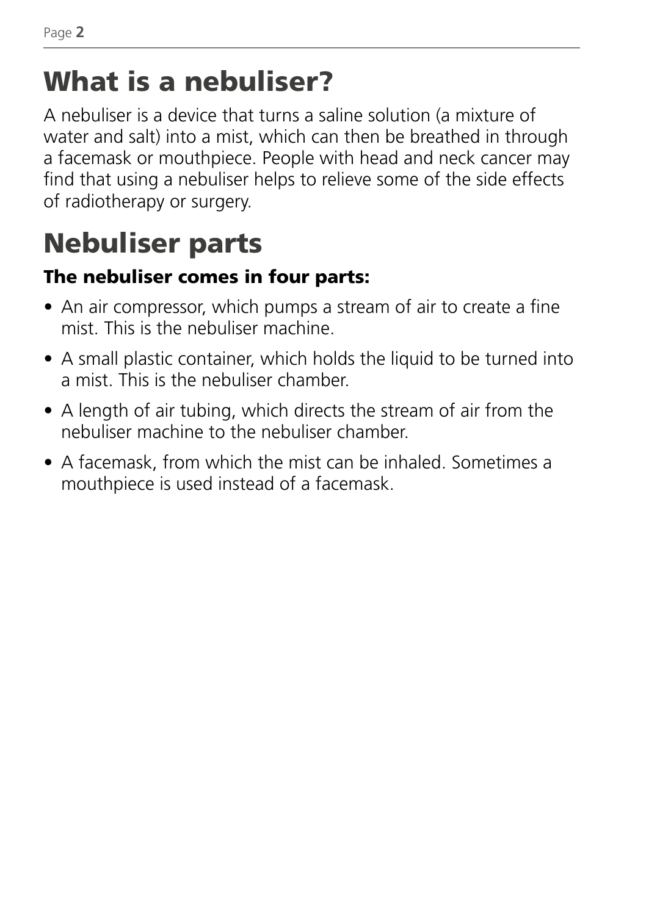# What is a nebuliser?

A nebuliser is a device that turns a saline solution (a mixture of water and salt) into a mist, which can then be breathed in through a facemask or mouthpiece. People with head and neck cancer may find that using a nebuliser helps to relieve some of the side effects of radiotherapy or surgery.

# Nebuliser parts

**The nebuliser comes in four parts:**

- An air compressor, which pumps a stream of air to create a fine mist. This is the nebuliser machine.
- A small plastic container, which holds the liquid to be turned into a mist. This is the nebuliser chamber.
- A length of air tubing, which directs the stream of air from the nebuliser machine to the nebuliser chamber.
- A facemask, from which the mist can be inhaled. Sometimes a mouthpiece is used instead of a facemask.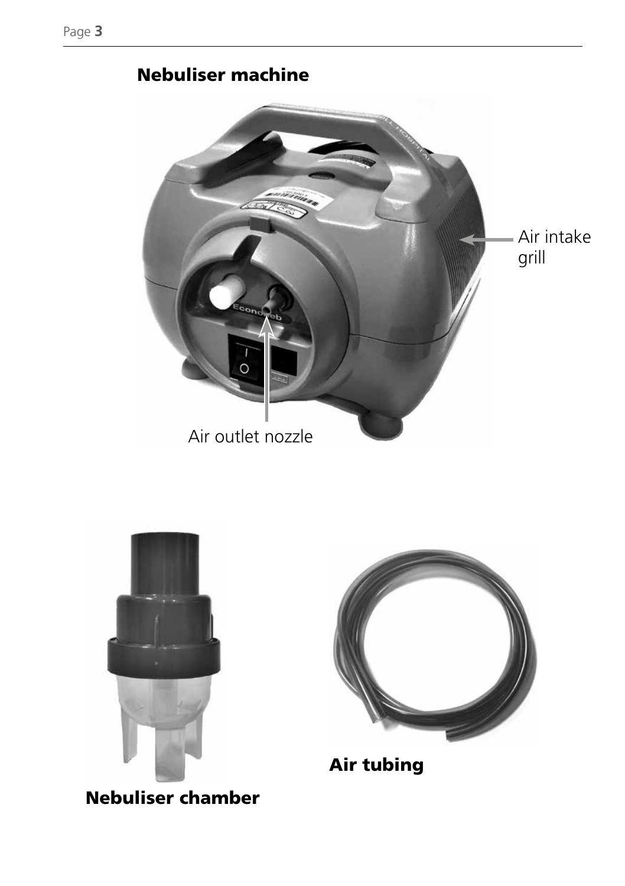## Nebuliser machine

Air intake grill

Air outlet nozzle

**Nebuliser chamber**

**Air tubing**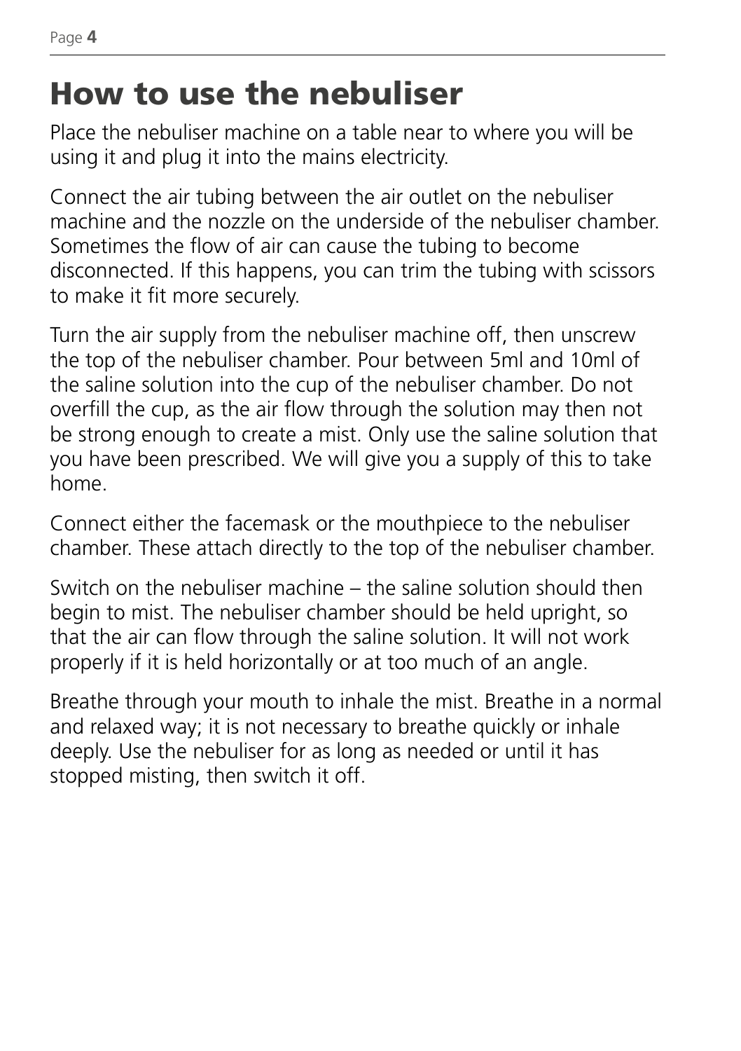# How to use the nebuliser

Place the nebuliser machine on a table near to where you will be using it and plug it into the mains electricity.

Connect the air tubing between the air outlet on the nebuliser machine and the nozzle on the underside of the nebuliser chamber. Sometimes the flow of air can cause the tubing to become disconnected. If this happens, you can trim the tubing with scissors to make it fit more securely.

Turn the air supply from the nebuliser machine off, then unscrew the top of the nebuliser chamber. Pour between 5ml and 10ml of the saline solution into the cup of the nebuliser chamber. Do not overfill the cup, as the air flow through the solution may then not be strong enough to create a mist. Only use the saline solution that you have been prescribed. We will give you a supply of this to take home.

Connect either the facemask or the mouthpiece to the nebuliser chamber. These attach directly to the top of the nebuliser chamber.

Switch on the nebuliser machine – the saline solution should then begin to mist. The nebuliser chamber should be held upright, so that the air can flow through the saline solution. It will not work properly if it is held horizontally or at too much of an angle.

Breathe through your mouth to inhale the mist. Breathe in a normal and relaxed way; it is not necessary to breathe quickly or inhale deeply. Use the nebuliser for as long as needed or until it has stopped misting, then switch it off.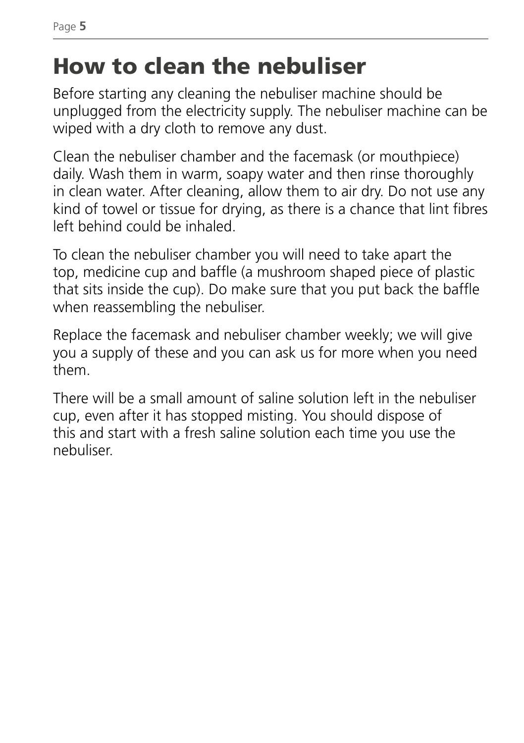# How to clean the nebuliser

Before starting any cleaning the nebuliser machine should be unplugged from the electricity supply. The nebuliser machine can be wiped with a dry cloth to remove any dust.

Clean the nebuliser chamber and the facemask (or mouthpiece) daily. Wash them in warm, soapy water and then rinse thoroughly in clean water. After cleaning, allow them to air dry. Do not use any kind of towel or tissue for drying, as there is a chance that lint fibres left behind could be inhaled.

To clean the nebuliser chamber you will need to take apart the top, medicine cup and baffle (a mushroom shaped piece of plastic that sits inside the cup). Do make sure that you put back the baffle when reassembling the nebuliser.

Replace the facemask and nebuliser chamber weekly; we will give you a supply of these and you can ask us for more when you need them.

There will be a small amount of saline solution left in the nebuliser cup, even after it has stopped misting. You should dispose of this and start with a fresh saline solution each time you use the nebuliser.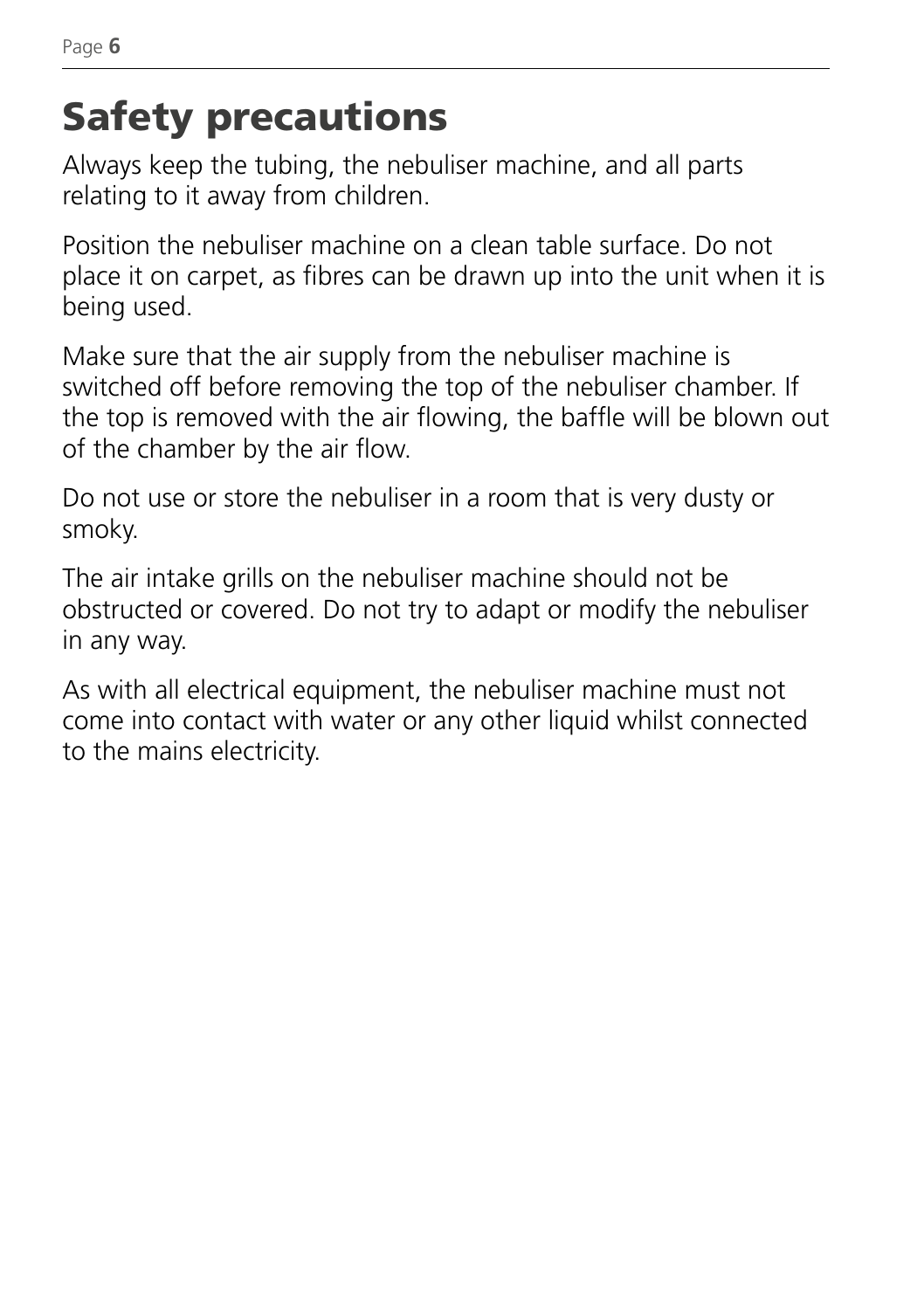# Safety precautions

Always keep the tubing, the nebuliser machine, and all parts relating to it away from children.

Position the nebuliser machine on a clean table surface. Do not place it on carpet, as fibres can be drawn up into the unit when it is being used.

Make sure that the air supply from the nebuliser machine is switched off before removing the top of the nebuliser chamber. If the top is removed with the air flowing, the baffle will be blown out of the chamber by the air flow.

Do not use or store the nebuliser in a room that is very dusty or smoky.

The air intake grills on the nebuliser machine should not be obstructed or covered. Do not try to adapt or modify the nebuliser in any way.

As with all electrical equipment, the nebuliser machine must not come into contact with water or any other liquid whilst connected to the mains electricity.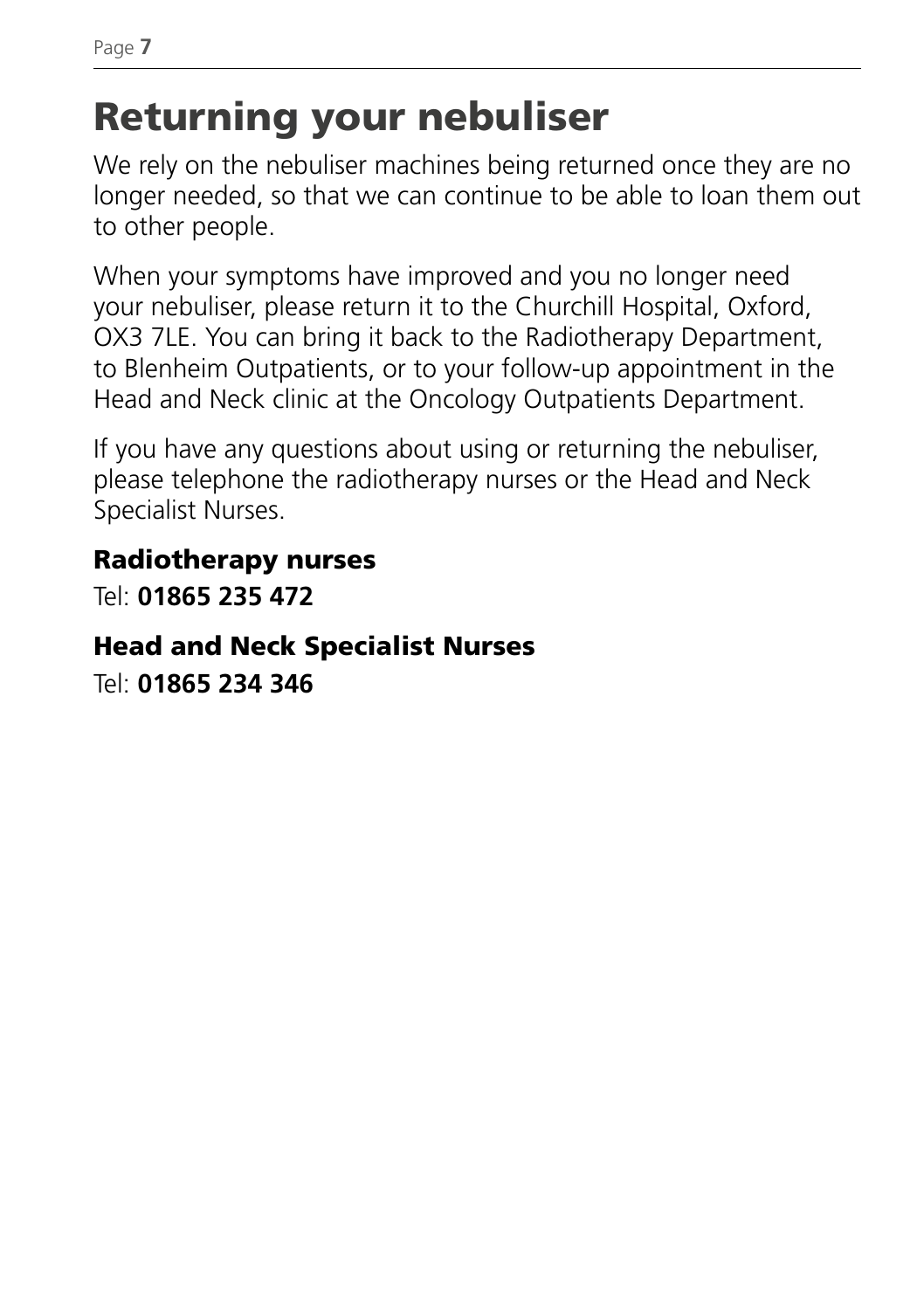# Returning your nebuliser

We rely on the nebuliser machines being returned once they are no longer needed, so that we can continue to be able to loan them out to other people.

When your symptoms have improved and you no longer need your nebuliser, please return it to the Churchill Hospital, Oxford, OX3 7LE. You can bring it back to the Radiotherapy Department, to Blenheim Outpatients, or to your follow-up appointment in the Head and Neck clinic at the Oncology Outpatients Department.

If you have any questions about using or returning the nebuliser, please telephone the radiotherapy nurses or the Head and Neck Specialist Nurses.

### Radiotherapy nurses

Tel: **01865 235 472**

### Head and Neck Specialist Nurses

Tel: **01865 234 346**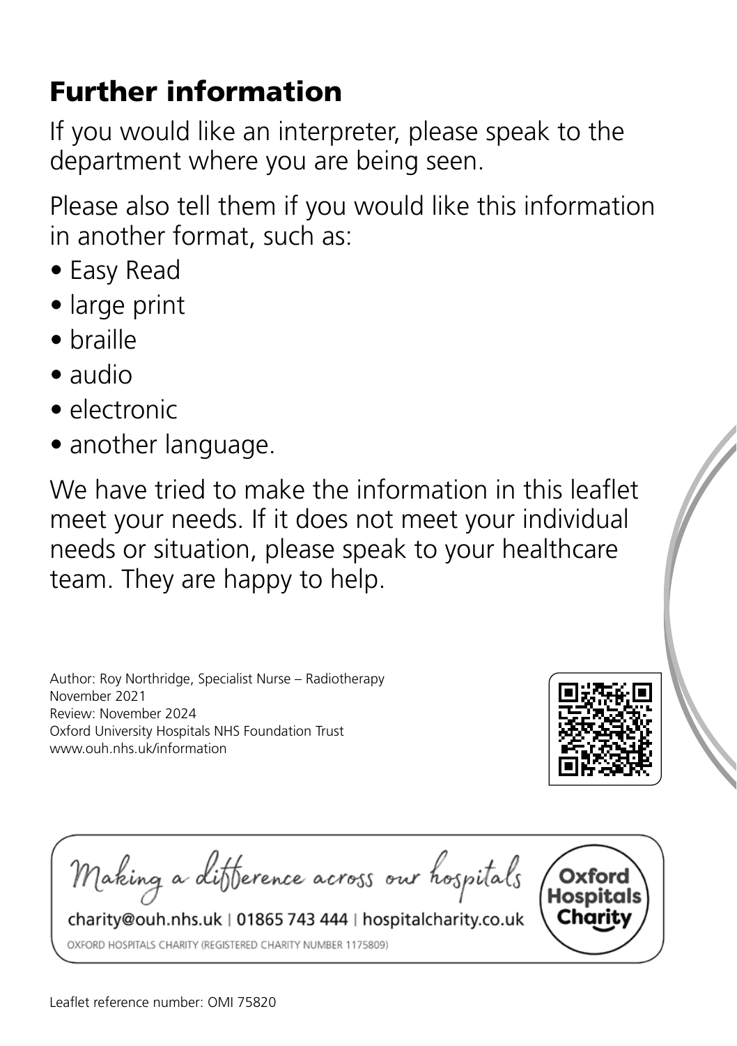## Further information

If you would like an interpreter, please speak to the department where you are being seen.

Please also tell them if you would like this information in another format, such as:

- Easy Read
- large print
- braille
- audio
- electronic
- another language.

We have tried to make the information in this leaflet meet your needs. If it does not meet your individual needs or situation, please speak to your healthcare team. They are happy to help.

Author: Roy Northridge, Specialist Nurse – Radiotherapy
November 2021
Review: November 2024
Oxford University Hospitals NHS Foundation Trust
www.ouh.nhs.uk/information

Making a difference across our hospitals

charity@ouh.nhs.uk | 01865 743 444 | hospitalcharity.co.uk

Oxford Hospitals Charity

OXFORD HOSPITALS CHARITY (REGISTERED CHARITY NUMBER 1175809)

Leaflet reference number: OMI 75820